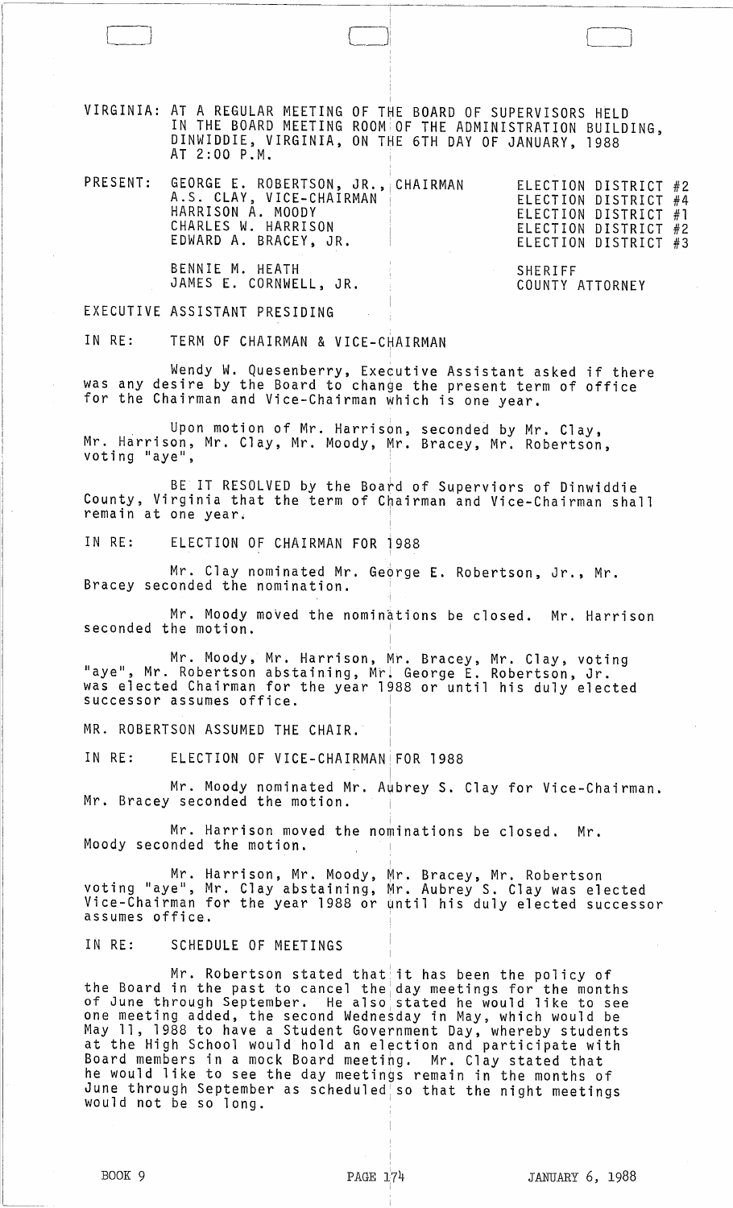VIRGINIA: AT A REGULAR MEETING OF THE BOARD OF SUPERVISORS HELD IN THE BOARD MEETING ROOM OF THE ADMINISTRATION BUILDING, DINWIDDIE, VIRGINIA, ON THE 6TH DAY OF JANUARY, 1988 AT 2:00 P.M.

| | | |
|---|---|---|
| PRESENT: | GEORGE E. ROBERTSON, JR., CHAIRMAN | ELECTION DISTRICT #2 |
| | A.S. CLAY, VICE-CHAIRMAN | ELECTION DISTRICT #4 |
| | HARRISON A. MOODY | ELECTION DISTRICT #1 |
| | CHARLES W. HARRISON | ELECTION DISTRICT #2 |
| | EDWARD A. BRACEY, JR. | ELECTION DISTRICT #3 |
| | BENNIE M. HEATH | SHERIFF |
| | JAMES E. CORNWELL, JR. | COUNTY ATTORNEY |

EXECUTIVE ASSISTANT PRESIDING

IN RE: TERM OF CHAIRMAN & VICE-CHAIRMAN

Wendy W. Quesenberry, Executive Assistant asked if there was any desire by the Board to change the present term of office for the Chairman and Vice-Chairman which is one year.

Upon motion of Mr. Harrison, seconded by Mr. Clay, Mr. Harrison, Mr. Clay, Mr. Moody, Mr. Bracey, Mr. Robertson, voting "aye",

BE IT RESOLVED by the Board of Superviors of Dinwiddie County, Virginia that the term of Chairman and Vice-Chairman shall remain at one year.

IN RE: ELECTION OF CHAIRMAN FOR 1988

Mr. Clay nominated Mr. George E. Robertson, Jr., Mr. Bracey seconded the nomination.

Mr. Moody moved the nominations be closed. Mr. Harrison seconded the motion.

Mr. Moody, Mr. Harrison, Mr. Bracey, Mr. Clay, voting "aye", Mr. Robertson abstaining, Mr. George E. Robertson, Jr. was elected Chairman for the year 1988 or until his duly elected successor assumes office.

MR. ROBERTSON ASSUMED THE CHAIR.

IN RE: ELECTION OF VICE-CHAIRMAN FOR 1988

Mr. Moody nominated Mr. Aubrey S. Clay for Vice-Chairman. Mr. Bracey seconded the motion.

Mr. Harrison moved the nominations be closed. Mr. Moody seconded the motion.

Mr. Harrison, Mr. Moody, Mr. Bracey, Mr. Robertson voting "aye", Mr. Clay abstaining, Mr. Aubrey S. Clay was elected Vice-Chairman for the year 1988 or until his duly elected successor assumes office.

IN RE: SCHEDULE OF MEETINGS

Mr. Robertson stated that it has been the policy of the Board in the past to cancel the day meetings for the months of June through September. He also stated he would like to see one meeting added, the second Wednesday in May, which would be May 11, 1988 to have a Student Government Day, whereby students at the High School would hold an election and participate with Board members in a mock Board meeting. Mr. Clay stated that he would like to see the day meetings remain in the months of June through September as scheduled so that the night meetings would not be so long.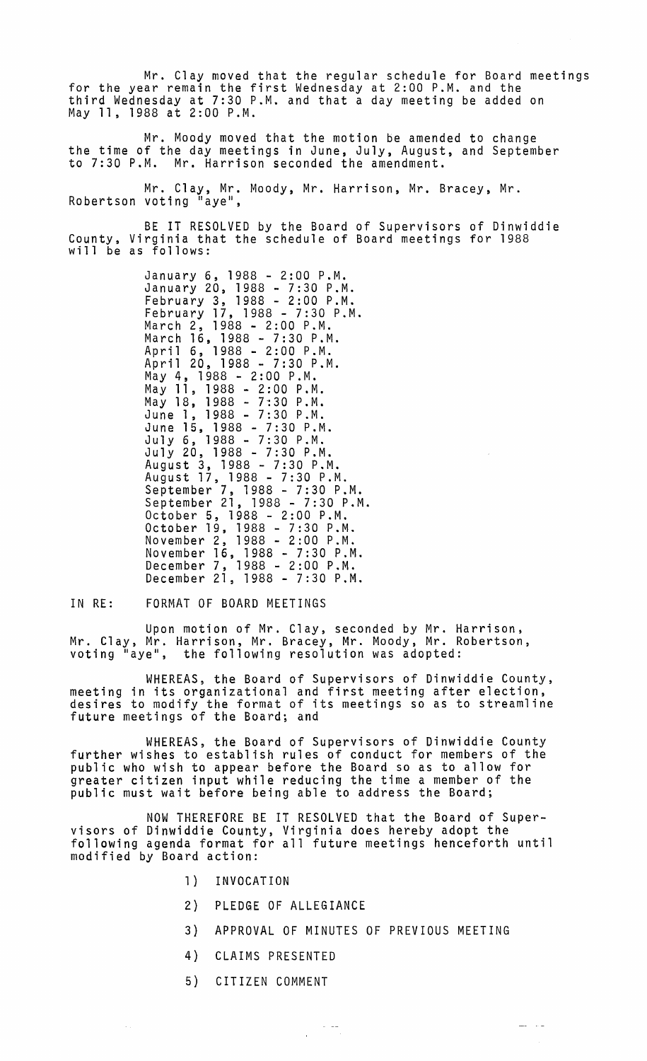Mr. Clay moved that the regular schedule for Board meetings for the year remain the first Wednesday at 2:00 P.M. and the third Wednesday at 7:30 P.M. and that a day meeting be added on May 11, 1988 at 2:00 P.M.

Mr. Moody moved that the motion be amended to change the time of the day meetings in June, July, August, and September to 7:30 P.M. Mr. Harrison seconded the amendment.

Mr. Clay, Mr. Moody, Mr. Harrison, Mr. Bracey, Mr. Robertson voting "aye",

BE IT RESOLVED by the Board of Supervisors of Dinwiddie County, Virginia that the schedule of Board meetings for 1988 will be as follows:

January 6, 1988 - 2:00 P.M.
January 20, 1988 - 7:30 P.M.
February 3, 1988 - 2:00 P.M.
February 17, 1988 - 7:30 P.M.
March 2, 1988 - 2:00 P.M.
March 16, 1988 - 7:30 P.M.
April 6, 1988 - 2:00 P.M.
April 20, 1988 - 7:30 P.M.
May 4, 1988 - 2:00 P.M.
May 11, 1988 - 2:00 P.M.
May 18, 1988 - 7:30 P.M.
June 1, 1988 - 7:30 P.M.
June 15, 1988 - 7:30 P.M.
July 6, 1988 - 7:30 P.M.
July 20, 1988 - 7:30 P.M.
August 3, 1988 - 7:30 P.M.
August 17, 1988 - 7:30 P.M.
September 7, 1988 - 7:30 P.M.
September 21, 1988 - 7:30 P.M.
October 5, 1988 - 2:00 P.M.
October 19, 1988 - 7:30 P.M.
November 2, 1988 - 2:00 P.M.
November 16, 1988 - 7:30 P.M.
December 7, 1988 - 2:00 P.M.
December 21, 1988 - 7:30 P.M.

IN RE: FORMAT OF BOARD MEETINGS

Upon motion of Mr. Clay, seconded by Mr. Harrison, Mr. Clay, Mr. Harrison, Mr. Bracey, Mr. Moody, Mr. Robertson, voting "aye", the following resolution was adopted:

WHEREAS, the Board of Supervisors of Dinwiddie County, meeting in its organizational and first meeting after election, desires to modify the format of its meetings so as to streamline future meetings of the Board; and

WHEREAS, the Board of Supervisors of Dinwiddie County further wishes to establish rules of conduct for members of the public who wish to appear before the Board so as to allow for greater citizen input while reducing the time a member of the public must wait before being able to address the Board;

NOW THEREFORE BE IT RESOLVED that the Board of Supervisors of Dinwiddie County, Virginia does hereby adopt the following agenda format for all future meetings henceforth until modified by Board action:

1) INVOCATION

2) PLEDGE OF ALLEGIANCE

3) APPROVAL OF MINUTES OF PREVIOUS MEETING

4) CLAIMS PRESENTED

5) CITIZEN COMMENT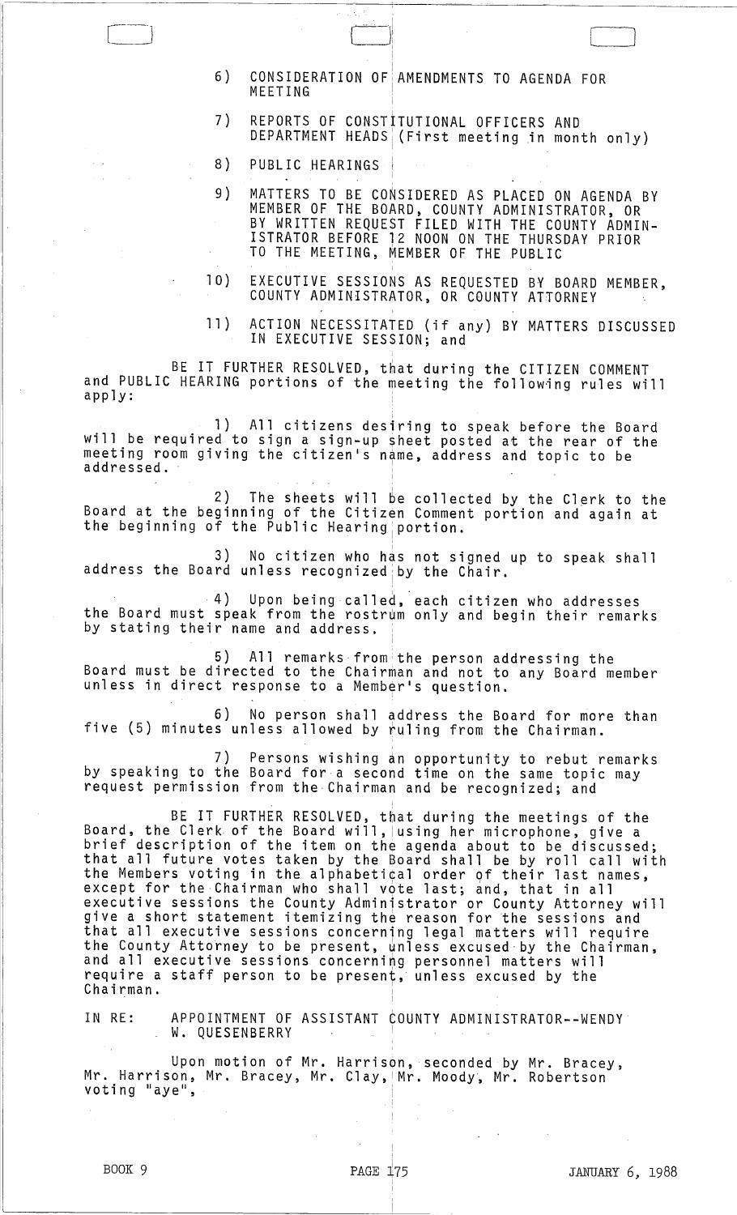6) CONSIDERATION OF AMENDMENTS TO AGENDA FOR MEETING

7) REPORTS OF CONSTITUTIONAL OFFICERS AND DEPARTMENT HEADS (First meeting in month only)

8) PUBLIC HEARINGS

9) MATTERS TO BE CONSIDERED AS PLACED ON AGENDA BY MEMBER OF THE BOARD, COUNTY ADMINISTRATOR, OR BY WRITTEN REQUEST FILED WITH THE COUNTY ADMINISTRATOR BEFORE 12 NOON ON THE THURSDAY PRIOR TO THE MEETING, MEMBER OF THE PUBLIC

10) EXECUTIVE SESSIONS AS REQUESTED BY BOARD MEMBER, COUNTY ADMINISTRATOR, OR COUNTY ATTORNEY

11) ACTION NECESSITATED (if any) BY MATTERS DISCUSSED IN EXECUTIVE SESSION; and

BE IT FURTHER RESOLVED, that during the CITIZEN COMMENT and PUBLIC HEARING portions of the meeting the following rules will apply:

1) All citizens desiring to speak before the Board will be required to sign a sign-up sheet posted at the rear of the meeting room giving the citizen's name, address and topic to be addressed.

2) The sheets will be collected by the Clerk to the Board at the beginning of the Citizen Comment portion and again at the beginning of the Public Hearing portion.

3) No citizen who has not signed up to speak shall address the Board unless recognized by the Chair.

4) Upon being called, each citizen who addresses the Board must speak from the rostrum only and begin their remarks by stating their name and address.

5) All remarks from the person addressing the Board must be directed to the Chairman and not to any Board member unless in direct response to a Member's question.

6) No person shall address the Board for more than five (5) minutes unless allowed by ruling from the Chairman.

7) Persons wishing an opportunity to rebut remarks by speaking to the Board for a second time on the same topic may request permission from the Chairman and be recognized; and

BE IT FURTHER RESOLVED, that during the meetings of the Board, the Clerk of the Board will, using her microphone, give a brief description of the item on the agenda about to be discussed; that all future votes taken by the Board shall be by roll call with the Members voting in the alphabetical order of their last names, except for the Chairman who shall vote last; and, that in all executive sessions the County Administrator or County Attorney will give a short statement itemizing the reason for the sessions and that all executive sessions concerning legal matters will require the County Attorney to be present, unless excused by the Chairman, and all executive sessions concerning personnel matters will require a staff person to be present, unless excused by the Chairman.

IN RE: APPOINTMENT OF ASSISTANT COUNTY ADMINISTRATOR--WENDY W. QUESENBERRY

Upon motion of Mr. Harrison, seconded by Mr. Bracey, Mr. Harrison, Mr. Bracey, Mr. Clay, Mr. Moody, Mr. Robertson voting "aye",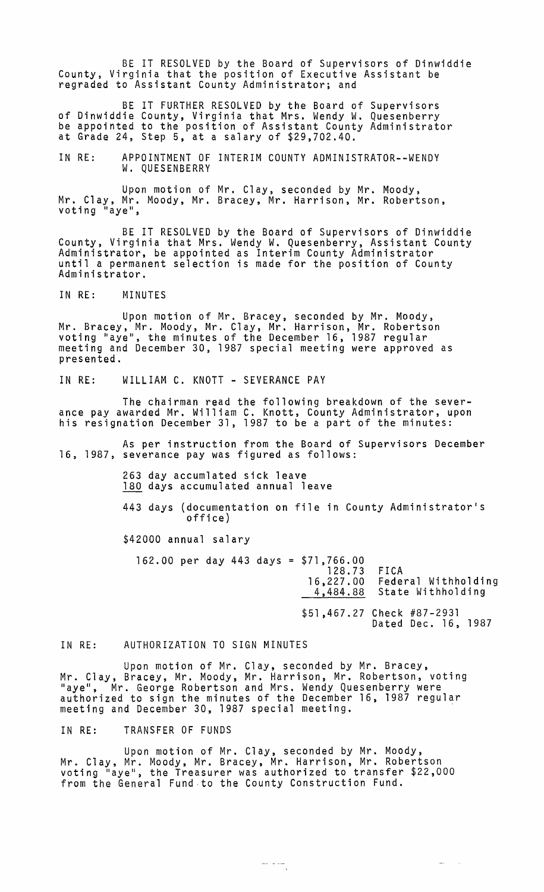BE IT RESOLVED by the Board of Supervisors of Dinwiddie County, Virginia that the position of Executive Assistant be regraded to Assistant County Administrator; and

BE IT FURTHER RESOLVED by the Board of Supervisors of Dinwiddie County, Virginia that Mrs. Wendy W. Quesenberry be appointed to the position of Assistant County Administrator at Grade 24, Step 5, at a salary of $29,702.40.

IN RE: APPOINTMENT OF INTERIM COUNTY ADMINISTRATOR--WENDY W. QUESENBERRY

Upon motion of Mr. Clay, seconded by Mr. Moody, Mr. Clay, Mr. Moody, Mr. Bracey, Mr. Harrison, Mr. Robertson, voting "aye",

BE IT RESOLVED by the Board of Supervisors of Dinwiddie County, Virginia that Mrs. Wendy W. Quesenberry, Assistant County Administrator, be appointed as Interim County Administrator until a permanent selection is made for the position of County Administrator.

IN RE: MINUTES

Upon motion of Mr. Bracey, seconded by Mr. Moody, Mr. Bracey, Mr. Moody, Mr. Clay, Mr. Harrison, Mr. Robertson voting "aye", the minutes of the December 16, 1987 regular meeting and December 30, 1987 special meeting were approved as presented.

IN RE: WILLIAM C. KNOTT - SEVERANCE PAY

The chairman read the following breakdown of the severance pay awarded Mr. William C. Knott, County Administrator, upon his resignation December 31, 1987 to be a part of the minutes:

As per instruction from the Board of Supervisors December 16, 1987, severance pay was figured as follows:

263 day accumlated sick leave
180 days accumulated annual leave

443 days (documentation on file in County Administrator's office)

$42000 annual salary

| | | |
|---|---|---|
| 162.00 per day 443 days = | $71,766.00 | |
| | 128.73 | FICA |
| | 16,227.00 | Federal Withholding |
| | 4,484.88 | State Withholding |
| | $51,467.27 | Check #87-2931 Dated Dec. 16, 1987 |

IN RE: AUTHORIZATION TO SIGN MINUTES

Upon motion of Mr. Clay, seconded by Mr. Bracey, Mr. Clay, Bracey, Mr. Moody, Mr. Harrison, Mr. Robertson, voting "aye", Mr. George Robertson and Mrs. Wendy Quesenberry were authorized to sign the minutes of the December 16, 1987 regular meeting and December 30, 1987 special meeting.

IN RE: TRANSFER OF FUNDS

Upon motion of Mr. Clay, seconded by Mr. Moody, Mr. Clay, Mr. Moody, Mr. Bracey, Mr. Harrison, Mr. Robertson voting "aye", the Treasurer was authorized to transfer $22,000 from the General Fund to the County Construction Fund.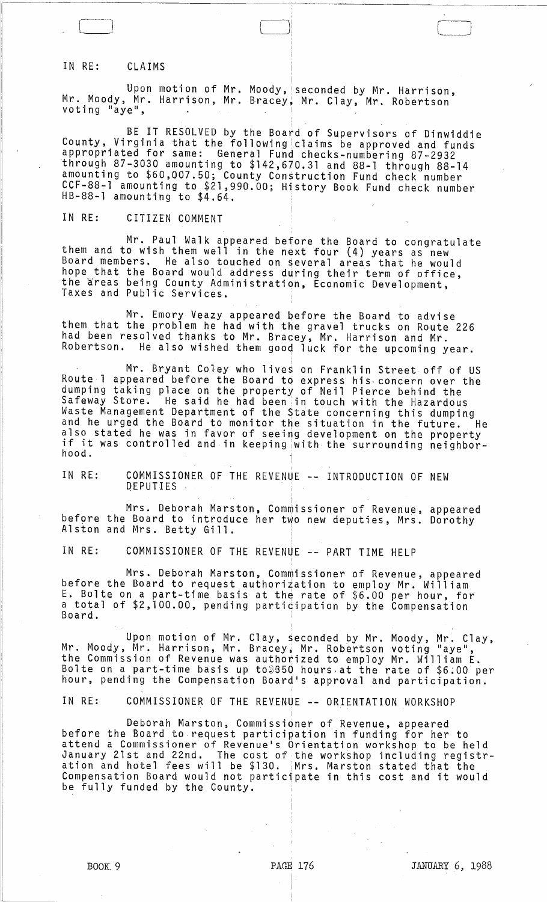IN RE: CLAIMS

Upon motion of Mr. Moody, seconded by Mr. Harrison, Mr. Moody, Mr. Harrison, Mr. Bracey, Mr. Clay, Mr. Robertson voting "aye",

BE IT RESOLVED by the Board of Supervisors of Dinwiddie County, Virginia that the following claims be approved and funds appropriated for same: General Fund checks-numbering 87-2932 through 87-3030 amounting to $142,670.31 and 88-1 through 88-14 amounting to $60,007.50; County Construction Fund check number CCF-88-1 amounting to $21,990.00; History Book Fund check number HB-88-1 amounting to $4.64.

IN RE: CITIZEN COMMENT

Mr. Paul Walk appeared before the Board to congratulate them and to wish them well in the next four (4) years as new Board members. He also touched on several areas that he would hope that the Board would address during their term of office, the areas being County Administration, Economic Development, Taxes and Public Services.

Mr. Emory Veazy appeared before the Board to advise them that the problem he had with the gravel trucks on Route 226 had been resolved thanks to Mr. Bracey, Mr. Harrison and Mr. Robertson. He also wished them good luck for the upcoming year.

Mr. Bryant Coley who lives on Franklin Street off of US Route 1 appeared before the Board to express his concern over the dumping taking place on the property of Neil Pierce behind the Safeway Store. He said he had been in touch with the Hazardous Waste Management Department of the State concerning this dumping and he urged the Board to monitor the situation in the future. He also stated he was in favor of seeing development on the property if it was controlled and in keeping with the surrounding neighborhood.

IN RE: COMMISSIONER OF THE REVENUE -- INTRODUCTION OF NEW DEPUTIES

Mrs. Deborah Marston, Commissioner of Revenue, appeared before the Board to introduce her two new deputies, Mrs. Dorothy Alston and Mrs. Betty Gill.

IN RE: COMMISSIONER OF THE REVENUE -- PART TIME HELP

Mrs. Deborah Marston, Commissioner of Revenue, appeared before the Board to request authorization to employ Mr. William E. Bolte on a part-time basis at the rate of $6.00 per hour, for a total of $2,100.00, pending participation by the Compensation Board.

Upon motion of Mr. Clay, seconded by Mr. Moody, Mr. Clay, Mr. Moody, Mr. Harrison, Mr. Bracey, Mr. Robertson voting "aye", the Commission of Revenue was authorized to employ Mr. William E. Bolte on a part-time basis up to 350 hours at the rate of $6.00 per hour, pending the Compensation Board's approval and participation.

IN RE: COMMISSIONER OF THE REVENUE -- ORIENTATION WORKSHOP

Deborah Marston, Commissioner of Revenue, appeared before the Board to request participation in funding for her to attend a Commissioner of Revenue's Orientation workshop to be held January 21st and 22nd. The cost of the workshop including registration and hotel fees will be $130. Mrs. Marston stated that the Compensation Board would not participate in this cost and it would be fully funded by the County.

BOOK 9 PAGE 176 JANUARY 6, 1988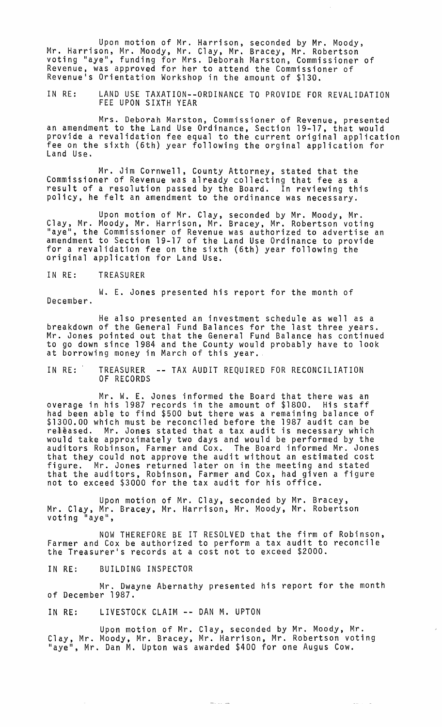Upon motion of Mr. Harrison, seconded by Mr. Moody, Mr. Harrison, Mr. Moody, Mr. Clay, Mr. Bracey, Mr. Robertson voting "aye", funding for Mrs. Deborah Marston, Commissioner of Revenue, was approved for her to attend the Commissioner of Revenue's Orientation Workshop in the amount of $130.

IN RE: LAND USE TAXATION--ORDINANCE TO PROVIDE FOR REVALIDATION FEE UPON SIXTH YEAR

Mrs. Deborah Marston, Commissioner of Revenue, presented an amendment to the Land Use Ordinance, Section 19-17, that would provide a revalidation fee equal to the current original application fee on the sixth (6th) year following the orginal application for Land Use.

Mr. Jim Cornwell, County Attorney, stated that the Commissioner of Revenue was already collecting that fee as a result of a resolution passed by the Board. In reviewing this policy, he felt an amendment to the ordinance was necessary.

Upon motion of Mr. Clay, seconded by Mr. Moody, Mr. Clay, Mr. Moody, Mr. Harrison, Mr. Bracey, Mr. Robertson voting "aye", the Commissioner of Revenue was authorized to advertise an amendment to Section 19-17 of the Land Use Ordinance to provide for a revalidation fee on the sixth (6th) year following the original application for Land Use.

IN RE: TREASURER

W. E. Jones presented his report for the month of December.

He also presented an investment schedule as well as a breakdown of the General Fund Balances for the last three years. Mr. Jones pointed out that the General Fund Balance has continued to go down since 1984 and the County would probably have to look at borrowing money in March of this year.

IN RE: TREASURER -- TAX AUDIT REQUIRED FOR RECONCILIATION OF RECORDS

Mr. W. E. Jones informed the Board that there was an overage in his 1987 records in the amount of $1800. His staff had been able to find $500 but there was a remaining balance of $1300.00 which must be reconciled before the 1987 audit can be released. Mr. Jones stated that a tax audit is necessary which would take approximately two days and would be performed by the auditors Robinson, Farmer and Cox. The Board informed Mr. Jones that they could not approve the audit without an estimated cost figure. Mr. Jones returned later on in the meeting and stated that the auditors, Robinson, Farmer and Cox, had given a figure not to exceed $3000 for the tax audit for his office.

Upon motion of Mr. Clay, seconded by Mr. Bracey, Mr. Clay, Mr. Bracey, Mr. Harrison, Mr. Moody, Mr. Robertson voting "aye",

NOW THEREFORE BE IT RESOLVED that the firm of Robinson, Farmer and Cox be authorized to perform a tax audit to reconcile the Treasurer's records at a cost not to exceed $2000.

IN RE: BUILDING INSPECTOR

Mr. Dwayne Abernathy presented his report for the month of December 1987.

IN RE: LIVESTOCK CLAIM -- DAN M. UPTON

Upon motion of Mr. Clay, seconded by Mr. Moody, Mr. Clay, Mr. Moody, Mr. Bracey, Mr. Harrison, Mr. Robertson voting "aye", Mr. Dan M. Upton was awarded $400 for one Augus Cow.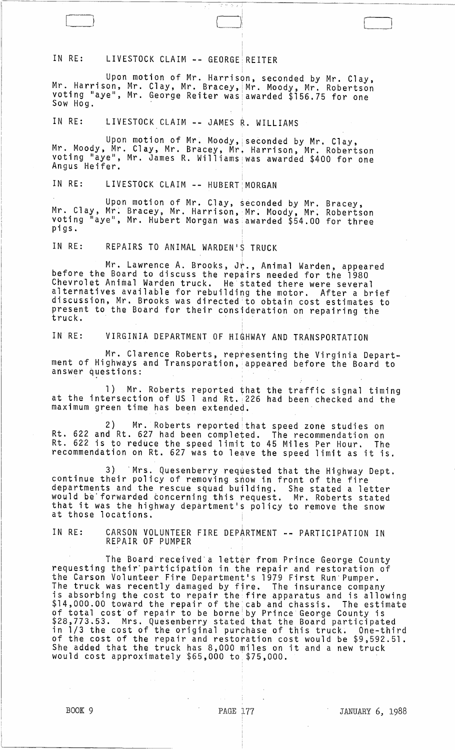IN RE: LIVESTOCK CLAIM -- GEORGE REITER

Upon motion of Mr. Harrison, seconded by Mr. Clay, Mr. Harrison, Mr. Clay, Mr. Bracey, Mr. Moody, Mr. Robertson voting "aye", Mr. George Reiter was awarded $156.75 for one Sow Hog.

IN RE: LIVESTOCK CLAIM -- JAMES R. WILLIAMS

Upon motion of Mr. Moody, seconded by Mr. Clay, Mr. Moody, Mr. Clay, Mr. Bracey, Mr. Harrison, Mr. Robertson voting "aye", Mr. James R. Williams was awarded $400 for one Angus Heifer.

IN RE: LIVESTOCK CLAIM -- HUBERT MORGAN

Upon motion of Mr. Clay, seconded by Mr. Bracey, Mr. Clay, Mr. Bracey, Mr. Harrison, Mr. Moody, Mr. Robertson voting "aye", Mr. Hubert Morgan was awarded $54.00 for three pigs.

IN RE: REPAIRS TO ANIMAL WARDEN'S TRUCK

Mr. Lawrence A. Brooks, Jr., Animal Warden, appeared before the Board to discuss the repairs needed for the 1980 Chevrolet Animal Warden truck. He stated there were several alternatives available for rebuilding the motor. After a brief discussion, Mr. Brooks was directed to obtain cost estimates to present to the Board for their consideration on repairing the truck.

IN RE: VIRGINIA DEPARTMENT OF HIGHWAY AND TRANSPORTATION

Mr. Clarence Roberts, representing the Virginia Department of Highways and Transporation, appeared before the Board to answer questions:

1) Mr. Roberts reported that the traffic signal timing at the intersection of US 1 and Rt. 226 had been checked and the maximum green time has been extended.

2) Mr. Roberts reported that speed zone studies on Rt. 622 and Rt. 627 had been completed. The recommendation on Rt. 622 is to reduce the speed limit to 45 Miles Per Hour. The recommendation on Rt. 627 was to leave the speed limit as it is.

3) Mrs. Quesenberry requested that the Highway Dept. continue their policy of removing snow in front of the fire departments and the rescue squad building. She stated a letter would be forwarded concerning this request. Mr. Roberts stated that it was the highway department's policy to remove the snow at those locations.

IN RE: CARSON VOLUNTEER FIRE DEPARTMENT -- PARTICIPATION IN REPAIR OF PUMPER

The Board received a letter from Prince George County requesting their participation in the repair and restoration of the Carson Volunteer Fire Department's 1979 First Run Pumper. The truck was recently damaged by fire. The insurance company is absorbing the cost to repair the fire apparatus and is allowing $14,000.00 toward the repair of the cab and chassis. The estimate of total cost of repair to be borne by Prince George County is $28,773.53. Mrs. Quesenberry stated that the Board participated in 1/3 the cost of the original purchase of this truck. One-third of the cost of the repair and restoration cost would be $9,592.51. She added that the truck has 8,000 miles on it and a new truck would cost approximately $65,000 to $75,000.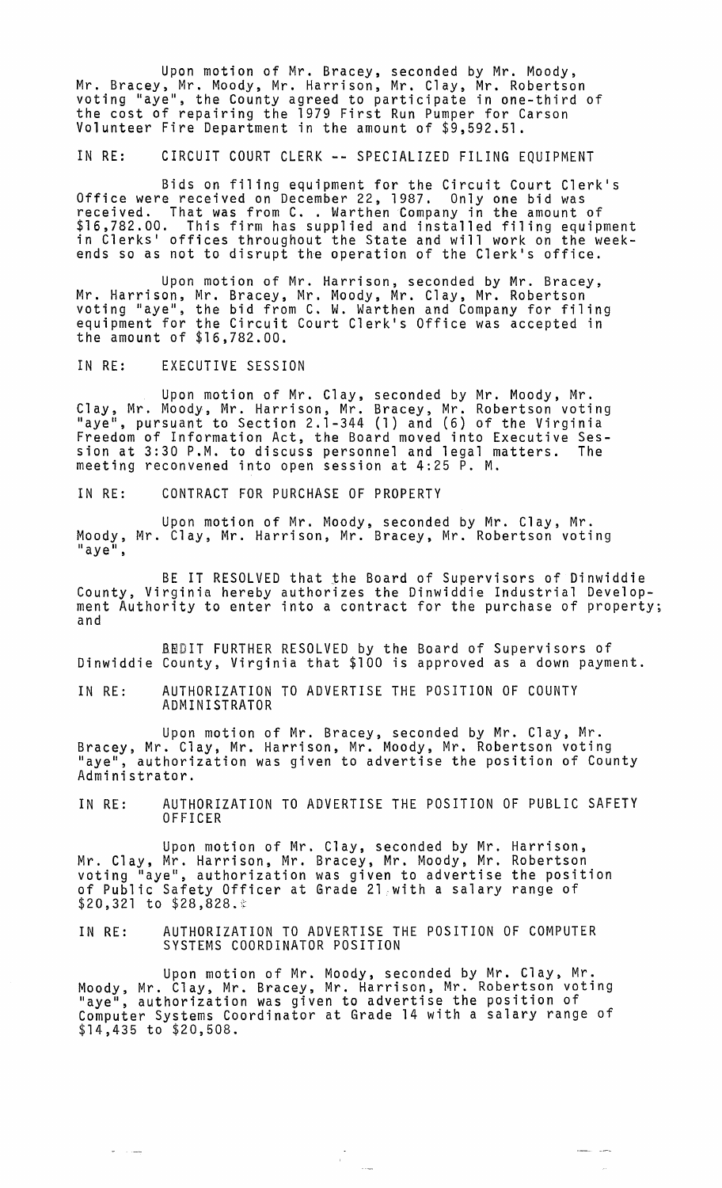Upon motion of Mr. Bracey, seconded by Mr. Moody, Mr. Bracey, Mr. Moody, Mr. Harrison, Mr. Clay, Mr. Robertson voting "aye", the County agreed to participate in one-third of the cost of repairing the 1979 First Run Pumper for Carson Volunteer Fire Department in the amount of $9,592.51.

IN RE: CIRCUIT COURT CLERK -- SPECIALIZED FILING EQUIPMENT

Bids on filing equipment for the Circuit Court Clerk's Office were received on December 22, 1987. Only one bid was received. That was from C. . Warthen Company in the amount of $16,782.00. This firm has supplied and installed filing equipment in Clerks' offices throughout the State and will work on the weekends so as not to disrupt the operation of the Clerk's office.

Upon motion of Mr. Harrison, seconded by Mr. Bracey, Mr. Harrison, Mr. Bracey, Mr. Moody, Mr. Clay, Mr. Robertson voting "aye", the bid from C. W. Warthen and Company for filing equipment for the Circuit Court Clerk's Office was accepted in the amount of $16,782.00.

IN RE: EXECUTIVE SESSION

Upon motion of Mr. Clay, seconded by Mr. Moody, Mr. Clay, Mr. Moody, Mr. Harrison, Mr. Bracey, Mr. Robertson voting "aye", pursuant to Section 2.1-344 (1) and (6) of the Virginia Freedom of Information Act, the Board moved into Executive Session at 3:30 P.M. to discuss personnel and legal matters. The meeting reconvened into open session at 4:25 P. M.

IN RE: CONTRACT FOR PURCHASE OF PROPERTY

Upon motion of Mr. Moody, seconded by Mr. Clay, Mr. Moody, Mr. Clay, Mr. Harrison, Mr. Bracey, Mr. Robertson voting "aye",

BE IT RESOLVED that the Board of Supervisors of Dinwiddie County, Virginia hereby authorizes the Dinwiddie Industrial Development Authority to enter into a contract for the purchase of property; and

BE IT FURTHER RESOLVED by the Board of Supervisors of Dinwiddie County, Virginia that $100 is approved as a down payment.

IN RE: AUTHORIZATION TO ADVERTISE THE POSITION OF COUNTY ADMINISTRATOR

Upon motion of Mr. Bracey, seconded by Mr. Clay, Mr. Bracey, Mr. Clay, Mr. Harrison, Mr. Moody, Mr. Robertson voting "aye", authorization was given to advertise the position of County Administrator.

IN RE: AUTHORIZATION TO ADVERTISE THE POSITION OF PUBLIC SAFETY OFFICER

Upon motion of Mr. Clay, seconded by Mr. Harrison, Mr. Clay, Mr. Harrison, Mr. Bracey, Mr. Moody, Mr. Robertson voting "aye", authorization was given to advertise the position of Public Safety Officer at Grade 21 with a salary range of $20,321 to $28,828.

IN RE: AUTHORIZATION TO ADVERTISE THE POSITION OF COMPUTER SYSTEMS COORDINATOR POSITION

Upon motion of Mr. Moody, seconded by Mr. Clay, Mr. Moody, Mr. Clay, Mr. Bracey, Mr. Harrison, Mr. Robertson voting "aye", authorization was given to advertise the position of Computer Systems Coordinator at Grade 14 with a salary range of $14,435 to $20,508.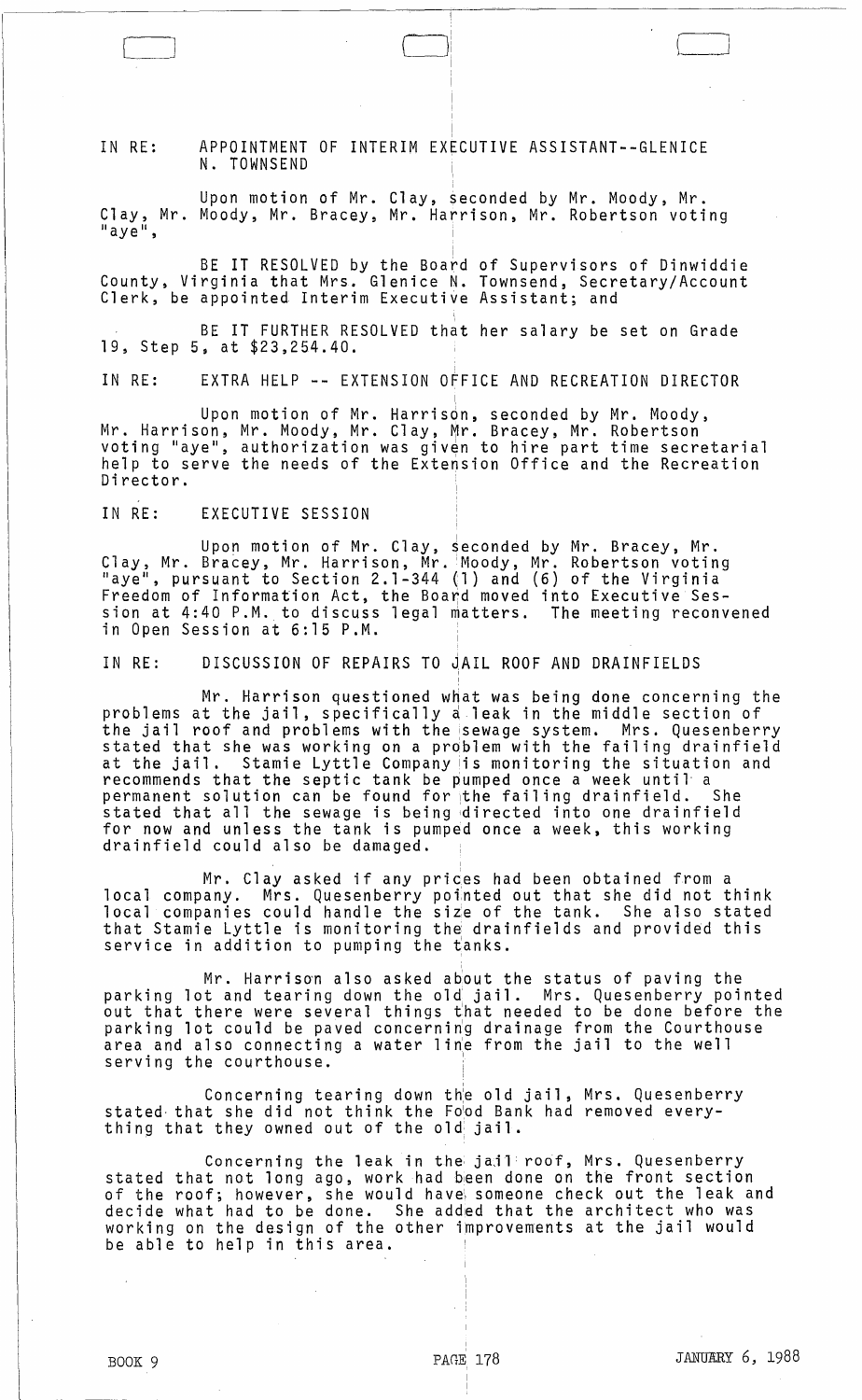IN RE: APPOINTMENT OF INTERIM EXECUTIVE ASSISTANT--GLENICE N. TOWNSEND

Upon motion of Mr. Clay, seconded by Mr. Moody, Mr. Clay, Mr. Moody, Mr. Bracey, Mr. Harrison, Mr. Robertson voting "aye",

BE IT RESOLVED by the Board of Supervisors of Dinwiddie County, Virginia that Mrs. Glenice N. Townsend, Secretary/Account Clerk, be appointed Interim Executive Assistant; and

BE IT FURTHER RESOLVED that her salary be set on Grade 19, Step 5, at $23,254.40.

IN RE: EXTRA HELP -- EXTENSION OFFICE AND RECREATION DIRECTOR

Upon motion of Mr. Harrison, seconded by Mr. Moody, Mr. Harrison, Mr. Moody, Mr. Clay, Mr. Bracey, Mr. Robertson voting "aye", authorization was given to hire part time secretarial help to serve the needs of the Extension Office and the Recreation Director.

IN RE: EXECUTIVE SESSION

Upon motion of Mr. Clay, seconded by Mr. Bracey, Mr. Clay, Mr. Bracey, Mr. Harrison, Mr. Moody, Mr. Robertson voting "aye", pursuant to Section 2.1-344 (1) and (6) of the Virginia Freedom of Information Act, the Board moved into Executive Session at 4:40 P.M. to discuss legal matters. The meeting reconvened in Open Session at 6:15 P.M.

IN RE: DISCUSSION OF REPAIRS TO JAIL ROOF AND DRAINFIELDS

Mr. Harrison questioned what was being done concerning the problems at the jail, specifically a leak in the middle section of the jail roof and problems with the sewage system. Mrs. Quesenberry stated that she was working on a problem with the failing drainfield at the jail. Stamie Lyttle Company is monitoring the situation and recommends that the septic tank be pumped once a week until a permanent solution can be found for the failing drainfield. She stated that all the sewage is being directed into one drainfield for now and unless the tank is pumped once a week, this working drainfield could also be damaged.

Mr. Clay asked if any prices had been obtained from a local company. Mrs. Quesenberry pointed out that she did not think local companies could handle the size of the tank. She also stated that Stamie Lyttle is monitoring the drainfields and provided this service in addition to pumping the tanks.

Mr. Harrison also asked about the status of paving the parking lot and tearing down the old jail. Mrs. Quesenberry pointed out that there were several things that needed to be done before the parking lot could be paved concerning drainage from the Courthouse area and also connecting a water line from the jail to the well serving the courthouse.

Concerning tearing down the old jail, Mrs. Quesenberry stated that she did not think the Food Bank had removed everything that they owned out of the old jail.

Concerning the leak in the jail roof, Mrs. Quesenberry stated that not long ago, work had been done on the front section of the roof; however, she would have someone check out the leak and decide what had to be done. She added that the architect who was working on the design of the other improvements at the jail would be able to help in this area.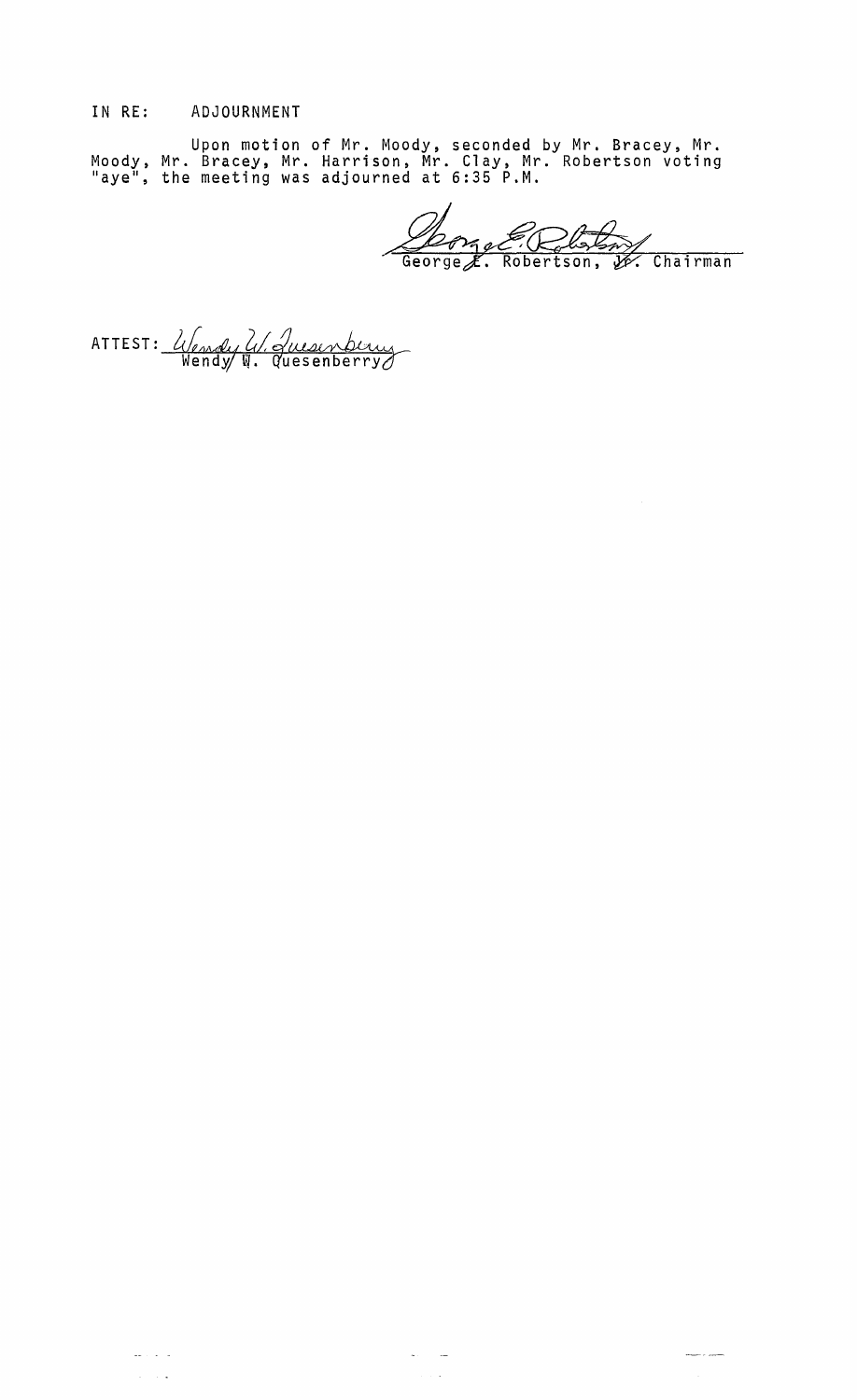IN RE: ADJOURNMENT

Upon motion of Mr. Moody, seconded by Mr. Bracey, Mr. Moody, Mr. Bracey, Mr. Harrison, Mr. Clay, Mr. Robertson voting "aye", the meeting was adjourned at 6:35 P.M.

George E. Robertson, Jr. Chairman

ATTEST: Wendy W. Quesenberry